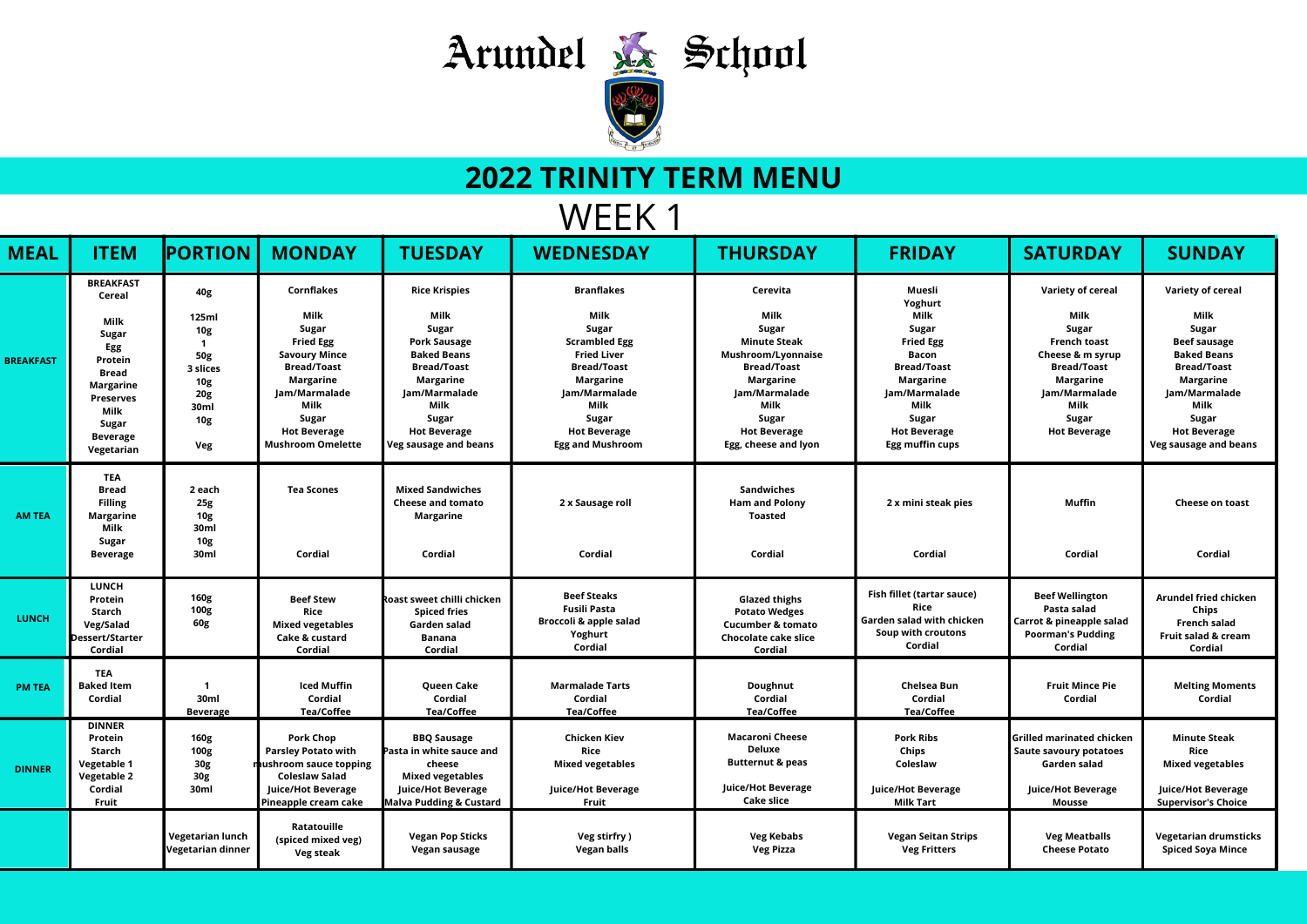# Arundel School

## 2022 TRINITY TERM MENU

## WEEK 1

| MEAL | ITEM | PORTION | MONDAY | TUESDAY | WEDNESDAY | THURSDAY | FRIDAY | SATURDAY | SUNDAY |
|---|---|---|---|---|---|---|---|---|---|
| BREAKFAST | BREAKFAST<br>Cereal<br>Milk<br>Sugar<br>Egg<br>Protein<br>Bread<br>Margarine<br>Preserves<br>Milk<br>Sugar<br>Beverage<br>Vegetarian | 40g<br>125ml<br>10g<br>1<br>50g<br>3 slices<br>10g<br>20g<br>30ml<br>10g<br>Veg | Cornflakes<br>Milk<br>Sugar<br>Fried Egg<br>Savoury Mince<br>Bread/Toast<br>Margarine<br>Jam/Marmalade<br>Milk<br>Sugar<br>Hot Beverage<br>Mushroom Omelette | Rice Krispies<br>Milk<br>Sugar<br>Pork Sausage<br>Baked Beans<br>Bread/Toast<br>Margarine<br>Jam/Marmalade<br>Milk<br>Sugar<br>Hot Beverage<br>Veg sausage and beans | Branflakes<br>Milk<br>Sugar<br>Scrambled Egg<br>Fried Liver<br>Bread/Toast<br>Margarine<br>Jam/Marmalade<br>Milk<br>Sugar<br>Hot Beverage<br>Egg and Mushroom | Cerevita<br>Milk<br>Sugar<br>Minute Steak<br>Mushroom/Lyonnaise<br>Bread/Toast<br>Margarine<br>Jam/Marmalade<br>Milk<br>Sugar<br>Hot Beverage<br>Egg, cheese and lyon | Muesli<br>Yoghurt<br>Milk<br>Sugar<br>Fried Egg<br>Bacon<br>Bread/Toast<br>Margarine<br>Jam/Marmalade<br>Milk<br>Sugar<br>Hot Beverage<br>Egg muffin cups | Variety of cereal<br>Milk<br>Sugar<br>French toast<br>Cheese & m syrup<br>Bread/Toast<br>Margarine<br>Jam/Marmalade<br>Milk<br>Sugar<br>Hot Beverage | Variety of cereal<br>Milk<br>Sugar<br>Beef sausage<br>Baked Beans<br>Bread/Toast<br>Margarine<br>Jam/Marmalade<br>Milk<br>Sugar<br>Hot Beverage<br>Veg sausage and beans |
| AM TEA | TEA<br>Bread<br>Filling<br>Margarine<br>Milk<br>Sugar<br>Beverage | 2 each<br>25g<br>10g<br>30ml<br>10g<br>30ml | Tea Scones<br>Cordial | Mixed Sandwiches<br>Cheese and tomato<br>Margarine<br>Cordial | 2 x Sausage roll<br>Cordial | Sandwiches<br>Ham and Polony<br>Toasted<br>Cordial | 2 x mini steak pies<br>Cordial | Muffin<br>Cordial | Cheese on toast<br>Cordial |
| LUNCH | LUNCH<br>Protein<br>Starch<br>Veg/Salad<br>Dessert/Starter<br>Cordial | 160g<br>100g<br>60g | Beef Stew<br>Rice<br>Mixed vegetables<br>Cake & custard<br>Cordial | Roast sweet chilli chicken<br>Spiced fries<br>Garden salad<br>Banana<br>Cordial | Beef Steaks<br>Fusili Pasta<br>Broccoli & apple salad<br>Yoghurt<br>Cordial | Glazed thighs<br>Potato Wedges<br>Cucumber & tomato<br>Chocolate cake slice<br>Cordial | Fish fillet (tartar sauce)<br>Rice<br>Garden salad with chicken<br>Soup with croutons<br>Cordial | Beef Wellington<br>Pasta salad<br>Carrot & pineapple salad<br>Poorman's Pudding<br>Cordial | Arundel fried chicken<br>Chips<br>French salad<br>Fruit salad & cream<br>Cordial |
| PM TEA | TEA<br>Baked Item<br>Cordial | 1<br>30ml<br>Beverage | Iced Muffin<br>Cordial<br>Tea/Coffee | Queen Cake<br>Cordial<br>Tea/Coffee | Marmalade Tarts<br>Cordial<br>Tea/Coffee | Doughnut<br>Cordial<br>Tea/Coffee | Chelsea Bun<br>Cordial<br>Tea/Coffee | Fruit Mince Pie<br>Cordial | Melting Moments<br>Cordial |
| DINNER | DINNER<br>Protein<br>Starch<br>Vegetable 1<br>Vegetable 2<br>Cordial<br>Fruit | 160g<br>100g<br>30g<br>30g<br>30ml | Pork Chop<br>Parsley Potato with mushroom sauce topping<br>Coleslaw Salad<br>Juice/Hot Beverage<br>Pineapple cream cake | BBQ Sausage<br>Pasta in white sauce and cheese<br>Mixed vegetables<br>Juice/Hot Beverage<br>Malva Pudding & Custard | Chicken Kiev<br>Rice<br>Mixed vegetables<br>Juice/Hot Beverage<br>Fruit | Macaroni Cheese Deluxe<br>Butternut & peas<br>Juice/Hot Beverage<br>Cake slice | Pork Ribs<br>Chips<br>Coleslaw<br>Juice/Hot Beverage<br>Milk Tart | Grilled marinated chicken<br>Saute savoury potatoes<br>Garden salad<br>Juice/Hot Beverage<br>Mousse | Minute Steak<br>Rice<br>Mixed vegetables<br>Juice/Hot Beverage<br>Supervisor's Choice |
| | | Vegetarian lunch<br>Vegetarian dinner | Ratatouille (spiced mixed veg)<br>Veg steak | Vegan Pop Sticks<br>Vegan sausage | Veg stirfry )<br>Vegan balls | Veg Kebabs<br>Veg Pizza | Vegan Seitan Strips<br>Veg Fritters | Veg Meatballs<br>Cheese Potato | Vegetarian drumsticks<br>Spiced Soya Mince |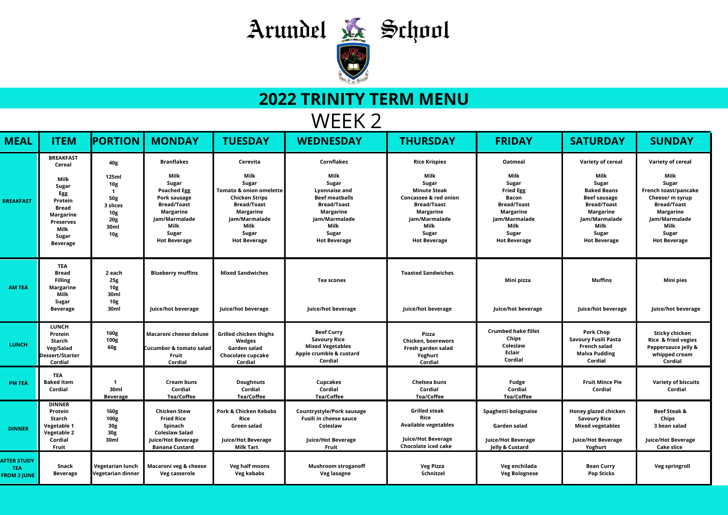# Arundel School

## 2022 TRINITY TERM MENU

## WEEK 2

| MEAL | ITEM | PORTION | MONDAY | TUESDAY | WEDNESDAY | THURSDAY | FRIDAY | SATURDAY | SUNDAY |
|---|---|---|---|---|---|---|---|---|---|
| BREAKFAST | BREAKFAST Cereal<br>Milk<br>Sugar<br>Egg<br>Protein<br>Bread<br>Margarine<br>Preserves<br>Milk<br>Sugar<br>Beverage | 40g<br>125ml<br>10g<br>1<br>50g<br>3 slices<br>10g<br>20g<br>30ml<br>10g | Branflakes<br>Milk<br>Sugar<br>Poached Egg<br>Pork sausage<br>Bread/Toast<br>Margarine<br>Jam/Marmalade<br>Milk<br>Sugar<br>Hot Beverage | Cerevita<br>Milk<br>Sugar<br>Tomato & onion omelette<br>Chicken Strips<br>Bread/Toast<br>Margarine<br>Jam/Marmalade<br>Milk<br>Sugar<br>Hot Beverage | Cornflakes<br>Milk<br>Sugar<br>Lyonnaise and<br>Beef meatballs<br>Bread/Toast<br>Margarine<br>Jam/Marmalade<br>Milk<br>Sugar<br>Hot Beverage | Rice Krispies<br>Milk<br>Sugar<br>Minute Steak<br>Concasse & red onion<br>Bread/Toast<br>Margarine<br>Jam/Marmalade<br>Milk<br>Sugar<br>Hot Beverage | Oatmeal<br>Milk<br>Sugar<br>Fried Egg<br>Bacon<br>Bread/Toast<br>Margarine<br>Jam/Marmalade<br>Milk<br>Sugar<br>Hot Beverage | Variety of cereal<br>Milk<br>Sugar<br>Baked Beans<br>Beef sausage<br>Bread/Toast<br>Margarine<br>Jam/Marmalade<br>Milk<br>Sugar<br>Hot Beverage | Variety of cereal<br>Milk<br>Sugar<br>French toast/pancake<br>Cheese/ m syrup<br>Bread/Toast<br>Margarine<br>Jam/Marmalade<br>Milk<br>Sugar<br>Hot Beverage |
| AM TEA | TEA<br>Bread<br>Filling<br>Margarine<br>Milk<br>Sugar<br>Beverage | 2 each<br>25g<br>10g<br>30ml<br>10g<br>30ml | Blueberry muffins<br>Juice/hot beverage | Mixed Sandwiches<br>Juice/hot beverage | Tea scones<br>Juice/hot beverage | Toasted Sandwiches<br>Juice/hot beverage | Mini pizza<br>Juice/hot beverage | Muffins<br>Juice/hot beverage | Mini pies<br>Juice/hot beverage |
| LUNCH | LUNCH<br>Protein<br>Starch<br>Veg/Salad<br>Dessert/Starter<br>Cordial | 160g<br>100g<br>60g | Macaroni cheese deluxe<br>Cucumber & tomato salad<br>Fruit<br>Cordial | Grilled chicken thighs<br>Wedges<br>Garden salad<br>Chocolate cupcake<br>Cordial | Beef Curry<br>Savoury Rice<br>Mixed Vegetables<br>Apple crumble & custard<br>Cordial | Pizza<br>Chicken, boerewors<br>Fresh garden salad<br>Yoghurt<br>Cordial | Crumbed hake fillet<br>Chips<br>Coleslaw<br>Eclair<br>Cordial | Pork Chop<br>Savoury Fusili Pasta<br>French salad<br>Malva Pudding<br>Cordial | Sticky chicken<br>Rice & fried vegies<br>Peppersauce jelly &<br>whipped cream<br>Cordial |
| PM TEA | TEA<br>Baked Item<br>Cordial | 1<br>30ml<br>Beverage | Cream buns<br>Cordial<br>Tea/Coffee | Doughnuts<br>Cordial<br>Tea/Coffee | Cupcakes<br>Cordial<br>Tea/Coffee | Chelsea buns<br>Cordial<br>Tea/Coffee | Fudge<br>Cordial<br>Tea/Coffee | Fruit Mince Pie<br>Cordial | Variety of biscuits<br>Cordial |
| DINNER | DINNER<br>Protein<br>Starch<br>Vegetable 1<br>Vegetable 2<br>Cordial<br>Fruit | 160g<br>100g<br>30g<br>30g<br>30ml | Chicken Stew<br>Fried Rice<br>Spinach<br>Coleslaw Salad<br>Juice/Hot Beverage<br>Banana Custard | Pork & Chicken Kebabs<br>Rice<br>Green salad<br>Juice/Hot Beverage<br>Milk Tart | Countrystyle/Pork sausage<br>Fusili in cheese sauce<br>Coleslaw<br>Juice/Hot Beverage<br>Fruit | Grilled steak<br>Rice<br>Available vegetables<br>Juice/Hot Beverage<br>Chocolate iced cake | Spaghetti bolognaise<br>Garden salad<br>Juice/Hot Beverage<br>Jelly & Custard | Honey glazed chicken<br>Savoury Rice<br>Mixed vegetables<br>Juice/Hot Beverage<br>Yoghurt | Beef Steak &<br>Chips<br>3 bean salad<br>Juice/Hot Beverage<br>Cake slice |
| AFTER STUDY TEA FROM 3 JUNE | Snack<br>Beverage | Vegetarian lunch<br>Vegetarian dinner | Macaroni veg & cheese<br>Veg casserole | Veg half moons<br>Veg kebabs | Mushroom stroganoff<br>Veg lasagne | Veg Pizza<br>Schnitzel | Veg enchilada<br>Veg Bolognese | Bean Curry<br>Pop Sticks | Veg springroll |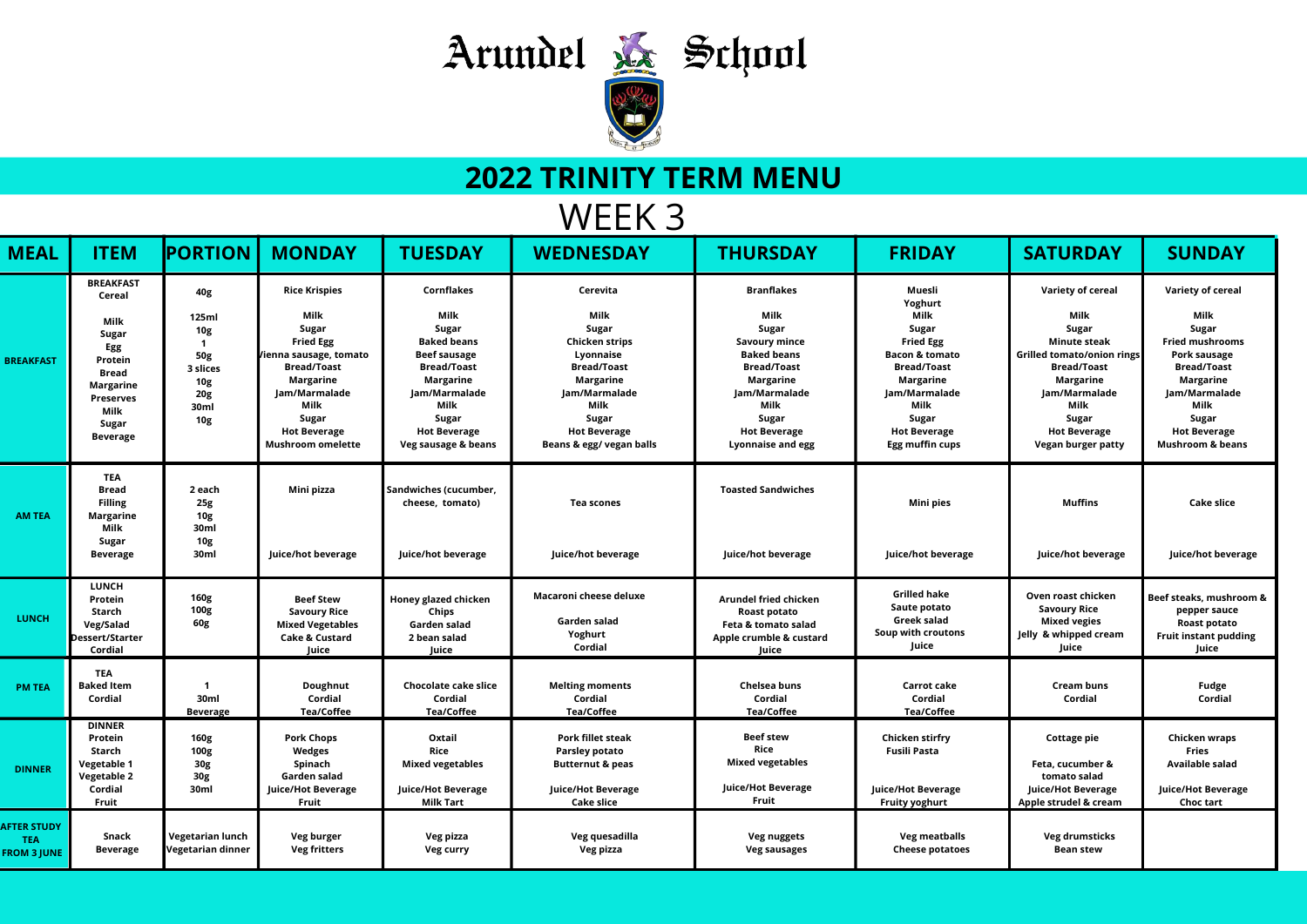# Arundel School

## 2022 TRINITY TERM MENU

## WEEK 3

| MEAL | ITEM | PORTION | MONDAY | TUESDAY | WEDNESDAY | THURSDAY | FRIDAY | SATURDAY | SUNDAY |
|---|---|---|---|---|---|---|---|---|---|
| BREAKFAST | BREAKFAST Cereal<br><br>Milk<br>Sugar<br>Egg<br>Protein<br>Bread<br>Margarine<br>Preserves<br>Milk<br>Sugar<br>Beverage | 40g<br><br>125ml<br>10g<br>1<br>50g<br>3 slices<br>10g<br>20g<br>30ml<br>10g | Rice Krispies<br><br>Milk<br>Sugar<br>Fried Egg<br>Vienna sausage, tomato<br>Bread/Toast<br>Margarine<br>Jam/Marmalade<br>Milk<br>Sugar<br>Hot Beverage<br>Mushroom omelette | Cornflakes<br><br>Milk<br>Sugar<br>Baked beans<br>Beef sausage<br>Bread/Toast<br>Margarine<br>Jam/Marmalade<br>Milk<br>Sugar<br>Hot Beverage<br>Veg sausage & beans | Cerevita<br><br>Milk<br>Sugar<br>Chicken strips<br>Lyonnaise<br>Bread/Toast<br>Margarine<br>Jam/Marmalade<br>Milk<br>Sugar<br>Hot Beverage<br>Beans & egg/ vegan balls | Branflakes<br><br>Milk<br>Sugar<br>Savoury mince<br>Baked beans<br>Bread/Toast<br>Margarine<br>Jam/Marmalade<br>Milk<br>Sugar<br>Hot Beverage<br>Lyonnaise and egg | Muesli<br>Yoghurt<br>Milk<br>Sugar<br>Fried Egg<br>Bacon & tomato<br>Bread/Toast<br>Margarine<br>Jam/Marmalade<br>Milk<br>Sugar<br>Hot Beverage<br>Egg muffin cups | Variety of cereal<br><br>Milk<br>Sugar<br>Minute steak<br>Grilled tomato/onion rings<br>Bread/Toast<br>Margarine<br>Jam/Marmalade<br>Milk<br>Sugar<br>Hot Beverage<br>Vegan burger patty | Variety of cereal<br><br>Milk<br>Sugar<br>Fried mushrooms<br>Pork sausage<br>Bread/Toast<br>Margarine<br>Jam/Marmalade<br>Milk<br>Sugar<br>Hot Beverage<br>Mushroom & beans |
| AM TEA | TEA<br>Bread<br>Filling<br>Margarine<br>Milk<br>Sugar<br>Beverage | 2 each<br>25g<br>10g<br>30ml<br>10g<br>30ml | Mini pizza<br><br>Juice/hot beverage | Sandwiches (cucumber, cheese, tomato)<br><br>Juice/hot beverage | Tea scones<br><br>Juice/hot beverage | Toasted Sandwiches<br><br>Juice/hot beverage | Mini pies<br><br>Juice/hot beverage | Muffins<br><br>Juice/hot beverage | Cake slice<br><br>Juice/hot beverage |
| LUNCH | LUNCH<br>Protein<br>Starch<br>Veg/Salad<br>Dessert/Starter<br>Cordial | 160g<br>100g<br>60g | Beef Stew<br>Savoury Rice<br>Mixed Vegetables<br>Cake & Custard<br>Juice | Honey glazed chicken<br>Chips<br>Garden salad<br>2 bean salad<br>Juice | Macaroni cheese deluxe<br><br>Garden salad<br>Yoghurt<br>Cordial | Arundel fried chicken<br>Roast potato<br>Feta & tomato salad<br>Apple crumble & custard<br>Juice | Grilled hake<br>Saute potato<br>Greek salad<br>Soup with croutons<br>Juice | Oven roast chicken<br>Savoury Rice<br>Mixed vegies<br>Jelly & whipped cream<br>Juice | Beef steaks, mushroom & pepper sauce<br>Roast potato<br>Fruit instant pudding<br>Juice |
| PM TEA | TEA<br>Baked Item<br>Cordial | 1<br>30ml<br>Beverage | Doughnut<br>Cordial<br>Tea/Coffee | Chocolate cake slice<br>Cordial<br>Tea/Coffee | Melting moments<br>Cordial<br>Tea/Coffee | Chelsea buns<br>Cordial<br>Tea/Coffee | Carrot cake<br>Cordial<br>Tea/Coffee | Cream buns<br>Cordial | Fudge<br>Cordial |
| DINNER | DINNER<br>Protein<br>Starch<br>Vegetable 1<br>Vegetable 2<br>Cordial<br>Fruit | 160g<br>100g<br>30g<br>30g<br>30ml | Pork Chops<br>Wedges<br>Spinach<br>Garden salad<br>Juice/Hot Beverage<br>Fruit | Oxtail<br>Rice<br>Mixed vegetables<br><br>Juice/Hot Beverage<br>Milk Tart | Pork fillet steak<br>Parsley potato<br>Butternut & peas<br><br>Juice/Hot Beverage<br>Cake slice | Beef stew<br>Rice<br>Mixed vegetables<br><br>Juice/Hot Beverage<br>Fruit | Chicken stirfry<br>Fusili Pasta<br><br><br>Juice/Hot Beverage<br>Fruity yoghurt | Cottage pie<br><br>Feta, cucumber & tomato salad<br>Juice/Hot Beverage<br>Apple strudel & cream | Chicken wraps<br>Fries<br>Available salad<br><br>Juice/Hot Beverage<br>Choc tart |
| AFTER STUDY TEA FROM 3 JUNE | Snack<br>Beverage | Vegetarian lunch<br>Vegetarian dinner | Veg burger<br>Veg fritters | Veg pizza<br>Veg curry | Veg quesadilla<br>Veg pizza | Veg nuggets<br>Veg sausages | Veg meatballs<br>Cheese potatoes | Veg drumsticks<br>Bean stew | |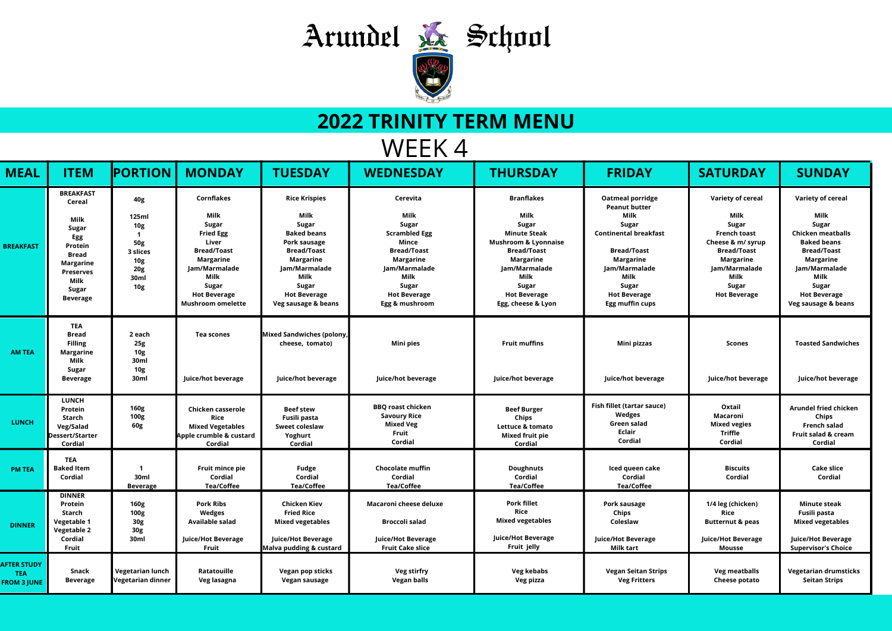# Arundel School

## 2022 TRINITY TERM MENU

## WEEK 4

| MEAL | ITEM | PORTION | MONDAY | TUESDAY | WEDNESDAY | THURSDAY | FRIDAY | SATURDAY | SUNDAY |
|---|---|---|---|---|---|---|---|---|---|
| BREAKFAST | BREAKFAST<br>Cereal<br><br>Milk<br>Sugar<br>Egg<br>Protein<br>Bread<br>Margarine<br>Preserves<br>Milk<br>Sugar<br>Beverage | 40g<br><br>125ml<br>10g<br>1<br>50g<br>3 slices<br>10g<br>20g<br>30ml<br>10g | Cornflakes<br><br>Milk<br>Sugar<br>Fried Egg<br>Liver<br>Bread/Toast<br>Margarine<br>Jam/Marmalade<br>Milk<br>Sugar<br>Hot Beverage<br>Mushroom omelette | Rice Krispies<br><br>Milk<br>Sugar<br>Baked beans<br>Pork sausage<br>Bread/Toast<br>Margarine<br>Jam/Marmalade<br>Milk<br>Sugar<br>Hot Beverage<br>Veg sausage & beans | Cerevita<br><br>Milk<br>Sugar<br>Scrambled Egg<br>Mince<br>Bread/Toast<br>Margarine<br>Jam/Marmalade<br>Milk<br>Sugar<br>Hot Beverage<br>Egg & mushroom | Branflakes<br><br>Milk<br>Sugar<br>Minute Steak<br>Mushroom & Lyonnaise<br>Bread/Toast<br>Margarine<br>Jam/Marmalade<br>Milk<br>Sugar<br>Hot Beverage<br>Egg, cheese & Lyon | Oatmeal porridge<br>Peanut butter<br>Milk<br>Sugar<br>Continental breakfast<br><br>Bread/Toast<br>Margarine<br>Jam/Marmalade<br>Milk<br>Sugar<br>Hot Beverage<br>Egg muffin cups | Variety of cereal<br><br>Milk<br>Sugar<br>French toast<br>Cheese & m/ syrup<br>Bread/Toast<br>Margarine<br>Jam/Marmalade<br>Milk<br>Sugar<br>Hot Beverage | Variety of cereal<br><br>Milk<br>Sugar<br>Chicken meatballs<br>Baked beans<br>Bread/Toast<br>Margarine<br>Jam/Marmalade<br>Milk<br>Sugar<br>Hot Beverage<br>Veg sausage & beans |
| AM TEA | TEA<br>Bread<br>Filling<br>Margarine<br>Milk<br>Sugar<br>Beverage | 2 each<br>25g<br>10g<br>30ml<br>10g<br>30ml | Tea scones<br><br>Juice/hot beverage | Mixed Sandwiches (polony, cheese, tomato)<br><br>Juice/hot beverage | Mini pies<br><br>Juice/hot beverage | Fruit muffins<br><br>Juice/hot beverage | Mini pizzas<br><br>Juice/hot beverage | Scones<br><br>Juice/hot beverage | Toasted Sandwiches<br><br>Juice/hot beverage |
| LUNCH | LUNCH<br>Protein<br>Starch<br>Veg/Salad<br>Dessert/Starter<br>Cordial | 160g<br>100g<br>60g | Chicken casserole<br>Rice<br>Mixed Vegetables<br>Apple crumble & custard<br>Cordial | Beef stew<br>Fusili pasta<br>Sweet coleslaw<br>Yoghurt<br>Cordial | BBQ roast chicken<br>Savoury Rice<br>Mixed Veg<br>Fruit<br>Cordial | Beef Burger<br>Chips<br>Lettuce & tomato<br>Mixed fruit pie<br>Cordial | Fish fillet (tartar sauce)<br>Wedges<br>Green salad<br>Eclair<br>Cordial | Oxtail<br>Macaroni<br>Mixed vegies<br>Triffle<br>Cordial | Arundel fried chicken<br>Chips<br>French salad<br>Fruit salad & cream<br>Cordial |
| PM TEA | TEA<br>Baked Item<br>Cordial | 1<br>30ml<br>Beverage | Fruit mince pie<br>Cordial<br>Tea/Coffee | Fudge<br>Cordial<br>Tea/Coffee | Chocolate muffin<br>Cordial<br>Tea/Coffee | Doughnuts<br>Cordial<br>Tea/Coffee | Iced queen cake<br>Cordial<br>Tea/Coffee | Biscuits<br>Cordial | Cake slice<br>Cordial |
| DINNER | DINNER<br>Protein<br>Starch<br>Vegetable 1<br>Vegetable 2<br>Cordial<br>Fruit | 160g<br>100g<br>30g<br>30g<br>30ml | Pork Ribs<br>Wedges<br>Available salad<br><br>Juice/Hot Beverage<br>Fruit | Chicken Kiev<br>Fried Rice<br>Mixed vegetables<br><br>Juice/Hot Beverage<br>Malva pudding & custard | Macaroni cheese deluxe<br><br>Broccoli salad<br><br>Juice/Hot Beverage<br>Fruit Cake slice | Pork fillet<br>Rice<br>Mixed vegetables<br><br>Juice/Hot Beverage<br>Fruit jelly | Pork sausage<br>Chips<br>Coleslaw<br><br>Juice/Hot Beverage<br>Milk tart | 1/4 leg (chicken)<br>Rice<br>Butternut & peas<br><br>Juice/Hot Beverage<br>Mousse | Minute steak<br>Fusili pasta<br>Mixed vegetables<br><br>Juice/Hot Beverage<br>Supervisor's Choice |
| AFTER STUDY TEA FROM 3 JUNE | Snack<br>Beverage | Vegetarian lunch<br>Vegetarian dinner | Ratatouille<br>Veg lasagna | Vegan pop sticks<br>Vegan sausage | Veg stirfry<br>Vegan balls | Veg kebabs<br>Veg pizza | Vegan Seitan Strips<br>Veg Fritters | Veg meatballs<br>Cheese potato | Vegetarian drumsticks<br>Seitan Strips |